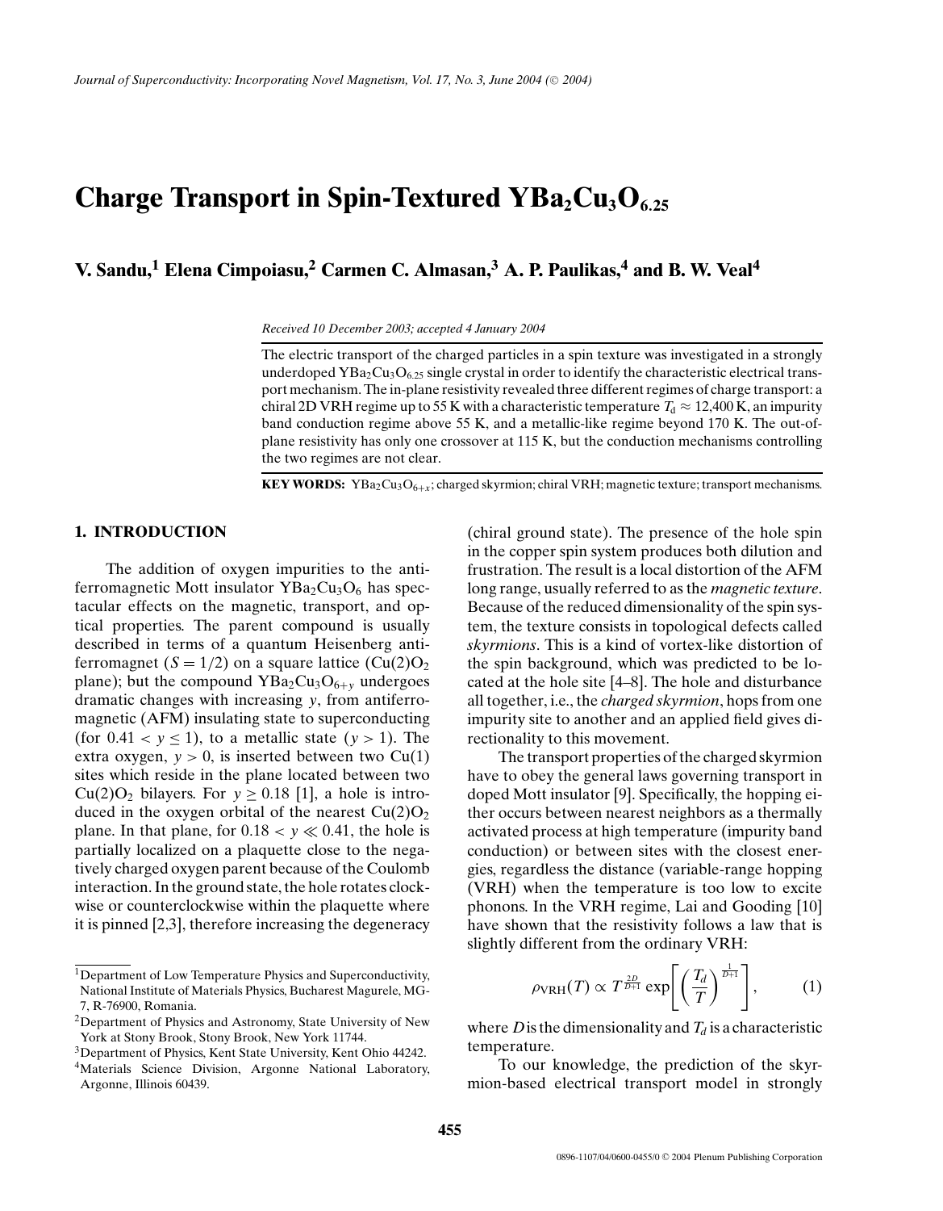# Charge Transport in Spin-Textured $YBa_2Cu_3O_{6.25}$

**V. Sandu,[1] Elena Cimpoiasu,[2] Carmen C. Almasan,[3] A. P. Paulikas,[4] and B. W. Veal[4]**

*Received 10 December 2003; accepted 4 January 2004*

The electric transport of the charged particles in a spin texture was investigated in a strongly underdoped $YBa_2Cu_3O_{6.25}$ single crystal in order to identify the characteristic electrical transport mechanism. The in-plane resistivity revealed three different regimes of charge transport: a chiral 2D VRH regime up to 55 K with a characteristic temperature $T_d \approx 12{,}400$ K, an impurity band conduction regime above 55 K, and a metallic-like regime beyond 170 K. The out-of-plane resistivity has only one crossover at 115 K, but the conduction mechanisms controlling the two regimes are not clear.

**KEY WORDS:** $YBa_2Cu_3O_{6+x}$; charged skyrmion; chiral VRH; magnetic texture; transport mechanisms.

## 1. INTRODUCTION

The addition of oxygen impurities to the antiferromagnetic Mott insulator $YBa_2Cu_3O_6$ has spectacular effects on the magnetic, transport, and optical properties. The parent compound is usually described in terms of a quantum Heisenberg antiferromagnet ($S = 1/2$) on a square lattice ($Cu(2)O_2$ plane); but the compound $YBa_2Cu_3O_{6+y}$ undergoes dramatic changes with increasing $y$, from antiferromagnetic (AFM) insulating state to superconducting (for $0.41 < y \leq 1$), to a metallic state ($y > 1$). The extra oxygen, $y > 0$, is inserted between two Cu(1) sites which reside in the plane located between two $Cu(2)O_2$ bilayers. For $y \geq 0.18$ [1], a hole is introduced in the oxygen orbital of the nearest $Cu(2)O_2$ plane. In that plane, for $0.18 < y \ll 0.41$, the hole is partially localized on a plaquette close to the negatively charged oxygen parent because of the Coulomb interaction. In the ground state, the hole rotates clockwise or counterclockwise within the plaquette where it is pinned [2,3], therefore increasing the degeneracy (chiral ground state). The presence of the hole spin in the copper spin system produces both dilution and frustration. The result is a local distortion of the AFM long range, usually referred to as the *magnetic texture*. Because of the reduced dimensionality of the spin system, the texture consists in topological defects called *skyrmions*. This is a kind of vortex-like distortion of the spin background, which was predicted to be located at the hole site [4–8]. The hole and disturbance all together, i.e., the *charged skyrmion*, hops from one impurity site to another and an applied field gives directionality to this movement.

The transport properties of the charged skyrmion have to obey the general laws governing transport in doped Mott insulator [9]. Specifically, the hopping either occurs between nearest neighbors as a thermally activated process at high temperature (impurity band conduction) or between sites with the closest energies, regardless the distance (variable-range hopping (VRH) when the temperature is too low to excite phonons. In the VRH regime, Lai and Gooding [10] have shown that the resistivity follows a law that is slightly different from the ordinary VRH:

$$\rho_{\mathrm{VRH}}(T) \propto T^{\frac{2D}{D+1}} \exp\left[\left(\frac{T_d}{T}\right)^{\frac{1}{D+1}}\right], \qquad (1)$$

where $D$ is the dimensionality and $T_d$ is a characteristic temperature.

To our knowledge, the prediction of the skyrmion-based electrical transport model in strongly

---

[1] Department of Low Temperature Physics and Superconductivity, National Institute of Materials Physics, Bucharest Magurele, MG-7, R-76900, Romania.

[2] Department of Physics and Astronomy, State University of New York at Stony Brook, Stony Brook, New York 11744.

[3] Department of Physics, Kent State University, Kent Ohio 44242.

[4] Materials Science Division, Argonne National Laboratory, Argonne, Illinois 60439.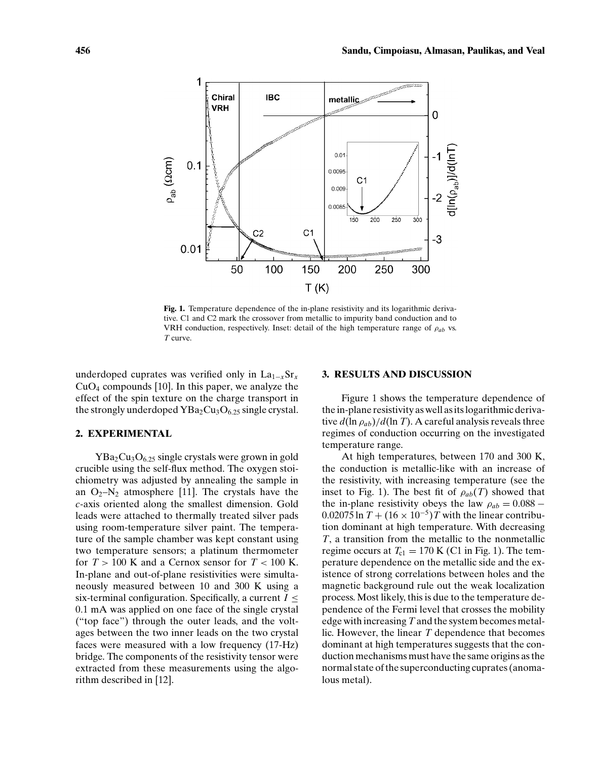**Fig. 1.** Temperature dependence of the in-plane resistivity and its logarithmic derivative. C1 and C2 mark the crossover from metallic to impurity band conduction and to VRH conduction, respectively. Inset: detail of the high temperature range of $\rho_{ab}$ vs. $T$ curve.

underdoped cuprates was verified only in $La_{1-x}Sr_xCuO_4$ compounds [10]. In this paper, we analyze the effect of the spin texture on the charge transport in the strongly underdoped $YBa_2Cu_3O_{6.25}$ single crystal.

## 2. EXPERIMENTAL

$YBa_2Cu_3O_{6.25}$ single crystals were grown in gold crucible using the self-flux method. The oxygen stoichiometry was adjusted by annealing the sample in an $O_2$–$N_2$ atmosphere [11]. The crystals have the $c$-axis oriented along the smallest dimension. Gold leads were attached to thermally treated silver pads using room-temperature silver paint. The temperature of the sample chamber was kept constant using two temperature sensors; a platinum thermometer for $T > 100$ K and a Cernox sensor for $T < 100$ K. In-plane and out-of-plane resistivities were simultaneously measured between 10 and 300 K using a six-terminal configuration. Specifically, a current $I \leq 0.1$ mA was applied on one face of the single crystal ("top face") through the outer leads, and the voltages between the two inner leads on the two crystal faces were measured with a low frequency (17-Hz) bridge. The components of the resistivity tensor were extracted from these measurements using the algorithm described in [12].

## 3. RESULTS AND DISCUSSION

Figure 1 shows the temperature dependence of the in-plane resistivity as well as its logarithmic derivative $d(\ln \rho_{ab})/d(\ln T)$. A careful analysis reveals three regimes of conduction occurring on the investigated temperature range.

At high temperatures, between 170 and 300 K, the conduction is metallic-like with an increase of the resistivity, with increasing temperature (see the inset to Fig. 1). The best fit of $\rho_{ab}(T)$ showed that the in-plane resistivity obeys the law $\rho_{ab} = 0.088 - 0.02075 \ln T + (16 \times 10^{-5})T$ with the linear contribution dominant at high temperature. With decreasing $T$, a transition from the metallic to the nonmetallic regime occurs at $T_{c1} = 170$ K (C1 in Fig. 1). The temperature dependence on the metallic side and the existence of strong correlations between holes and the magnetic background rule out the weak localization process. Most likely, this is due to the temperature dependence of the Fermi level that crosses the mobility edge with increasing $T$ and the system becomes metallic. However, the linear $T$ dependence that becomes dominant at high temperatures suggests that the conduction mechanisms must have the same origins as the normal state of the superconducting cuprates (anomalous metal).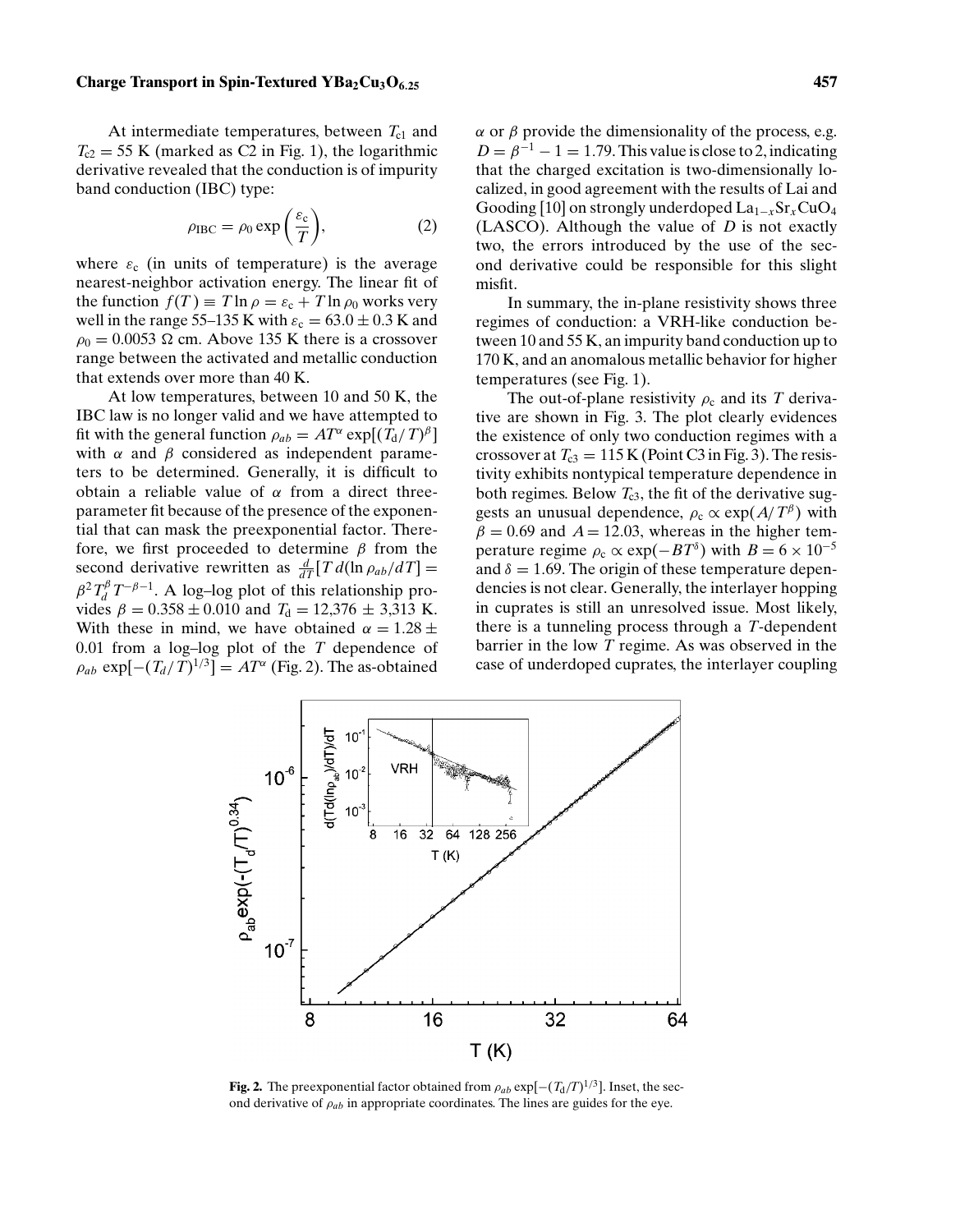At intermediate temperatures, between $T_{c1}$ and $T_{c2} = 55$ K (marked as C2 in Fig. 1), the logarithmic derivative revealed that the conduction is of impurity band conduction (IBC) type:

$$\rho_{\mathrm{IBC}} = \rho_0 \exp\left(\frac{\varepsilon_c}{T}\right), \tag{2}$$

where $\varepsilon_c$ (in units of temperature) is the average nearest-neighbor activation energy. The linear fit of the function $f(T) \equiv T \ln \rho = \varepsilon_c + T \ln \rho_0$ works very well in the range 55–135 K with $\varepsilon_c = 63.0 \pm 0.3$ K and $\rho_0 = 0.0053\ \Omega$ cm. Above 135 K there is a crossover range between the activated and metallic conduction that extends over more than 40 K.

At low temperatures, between 10 and 50 K, the IBC law is no longer valid and we have attempted to fit with the general function $\rho_{ab} = AT^{\alpha} \exp[(T_d/T)^{\beta}]$ with $\alpha$ and $\beta$ considered as independent parameters to be determined. Generally, it is difficult to obtain a reliable value of $\alpha$ from a direct three-parameter fit because of the presence of the exponential that can mask the preexponential factor. Therefore, we first proceeded to determine $\beta$ from the second derivative rewritten as $\frac{d}{dT}[T\, d(\ln \rho_{ab}/dT] = \beta^2 T_d^{\beta} T^{-\beta-1}$. A log–log plot of this relationship provides $\beta = 0.358 \pm 0.010$ and $T_d = 12{,}376 \pm 3{,}313$ K. With these in mind, we have obtained $\alpha = 1.28 \pm 0.01$ from a log–log plot of the $T$ dependence of $\rho_{ab} \exp[-(T_d/T)^{1/3}] = AT^{\alpha}$ (Fig. 2). The as-obtained $\alpha$ or $\beta$ provide the dimensionality of the process, e.g. $D = \beta^{-1} - 1 = 1.79$. This value is close to 2, indicating that the charged excitation is two-dimensionally localized, in good agreement with the results of Lai and Gooding [10] on strongly underdoped $La_{1-x}Sr_xCuO_4$ (LASCO). Although the value of $D$ is not exactly two, the errors introduced by the use of the second derivative could be responsible for this slight misfit.

In summary, the in-plane resistivity shows three regimes of conduction: a VRH-like conduction between 10 and 55 K, an impurity band conduction up to 170 K, and an anomalous metallic behavior for higher temperatures (see Fig. 1).

The out-of-plane resistivity $\rho_c$ and its $T$ derivative are shown in Fig. 3. The plot clearly evidences the existence of only two conduction regimes with a crossover at $T_{c3} = 115$ K (Point C3 in Fig. 3). The resistivity exhibits nontypical temperature dependence in both regimes. Below $T_{c3}$, the fit of the derivative suggests an unusual dependence, $\rho_c \propto \exp(A/T^{\beta})$ with $\beta = 0.69$ and $A = 12.03$, whereas in the higher temperature regime $\rho_c \propto \exp(-BT^{\delta})$ with $B = 6 \times 10^{-5}$ and $\delta = 1.69$. The origin of these temperature dependencies is not clear. Generally, the interlayer hopping in cuprates is still an unresolved issue. Most likely, there is a tunneling process through a $T$-dependent barrier in the low $T$ regime. As was observed in the case of underdoped cuprates, the interlayer coupling

**Fig. 2.** The preexponential factor obtained from $\rho_{ab} \exp[-(T_d/T)^{1/3}]$. Inset, the second derivative of $\rho_{ab}$ in appropriate coordinates. The lines are guides for the eye.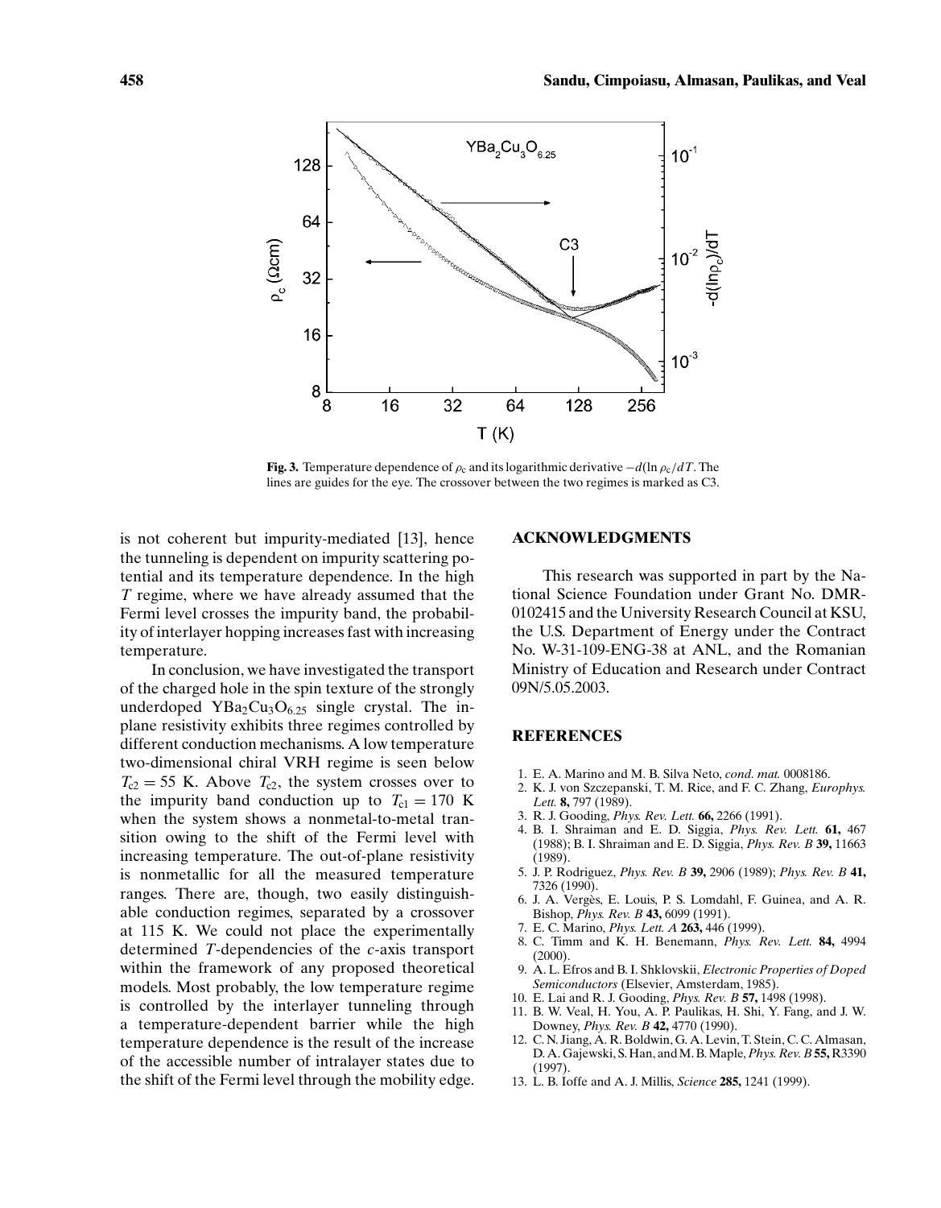YBa$_2$Cu$_3$O$_{6.25}$

128

64

32

16

8

8 16 32 64 128 256

T (K)

$\rho_c$ ($\Omega$cm)

$-d(\ln\rho_c)/dT$

$10^{-1}$

$10^{-2}$

$10^{-3}$

C3

**Fig. 3.** Temperature dependence of $\rho_c$ and its logarithmic derivative $-d(\ln \rho_c/dT$. The lines are guides for the eye. The crossover between the two regimes is marked as C3.

is not coherent but impurity-mediated [13], hence the tunneling is dependent on impurity scattering potential and its temperature dependence. In the high $T$ regime, where we have already assumed that the Fermi level crosses the impurity band, the probability of interlayer hopping increases fast with increasing temperature.

In conclusion, we have investigated the transport of the charged hole in the spin texture of the strongly underdoped $YBa_2Cu_3O_{6.25}$ single crystal. The in-plane resistivity exhibits three regimes controlled by different conduction mechanisms. A low temperature two-dimensional chiral VRH regime is seen below $T_{c2} = 55$ K. Above $T_{c2}$, the system crosses over to the impurity band conduction up to $T_{c1} = 170$ K when the system shows a nonmetal-to-metal transition owing to the shift of the Fermi level with increasing temperature. The out-of-plane resistivity is nonmetallic for all the measured temperature ranges. There are, though, two easily distinguishable conduction regimes, separated by a crossover at 115 K. We could not place the experimentally determined $T$-dependencies of the $c$-axis transport within the framework of any proposed theoretical models. Most probably, the low temperature regime is controlled by the interlayer tunneling through a temperature-dependent barrier while the high temperature dependence is the result of the increase of the accessible number of intralayer states due to the shift of the Fermi level through the mobility edge.

## ACKNOWLEDGMENTS

This research was supported in part by the National Science Foundation under Grant No. DMR-0102415 and the University Research Council at KSU, the U.S. Department of Energy under the Contract No. W-31-109-ENG-38 at ANL, and the Romanian Ministry of Education and Research under Contract 09N/5.05.2003.

## REFERENCES

1. E. A. Marino and M. B. Silva Neto, *cond. mat.* 0008186.
2. K. J. von Szczepanski, T. M. Rice, and F. C. Zhang, *Europhys. Lett.* **8,** 797 (1989).
3. R. J. Gooding, *Phys. Rev. Lett.* **66,** 2266 (1991).
4. B. I. Shraiman and E. D. Siggia, *Phys. Rev. Lett.* **61,** 467 (1988); B. I. Shraiman and E. D. Siggia, *Phys. Rev. B* **39,** 11663 (1989).
5. J. P. Rodriguez, *Phys. Rev. B* **39,** 2906 (1989); *Phys. Rev. B* **41,** 7326 (1990).
6. J. A. Vergès, E. Louis, P. S. Lomdahl, F. Guinea, and A. R. Bishop, *Phys. Rev. B* **43,** 6099 (1991).
7. E. C. Marino, *Phys. Lett. A* **263,** 446 (1999).
8. C. Timm and K. H. Benemann, *Phys. Rev. Lett.* **84,** 4994 (2000).
9. A. L. Efros and B. I. Shklovskii, *Electronic Properties of Doped Semiconductors* (Elsevier, Amsterdam, 1985).
10. E. Lai and R. J. Gooding, *Phys. Rev. B* **57,** 1498 (1998).
11. B. W. Veal, H. You, A. P. Paulikas, H. Shi, Y. Fang, and J. W. Downey, *Phys. Rev. B* **42,** 4770 (1990).
12. C. N. Jiang, A. R. Boldwin, G. A. Levin, T. Stein, C. C. Almasan, D. A. Gajewski, S. Han, and M. B. Maple, *Phys. Rev. B* **55,** R3390 (1997).
13. L. B. Ioffe and A. J. Millis, *Science* **285,** 1241 (1999).